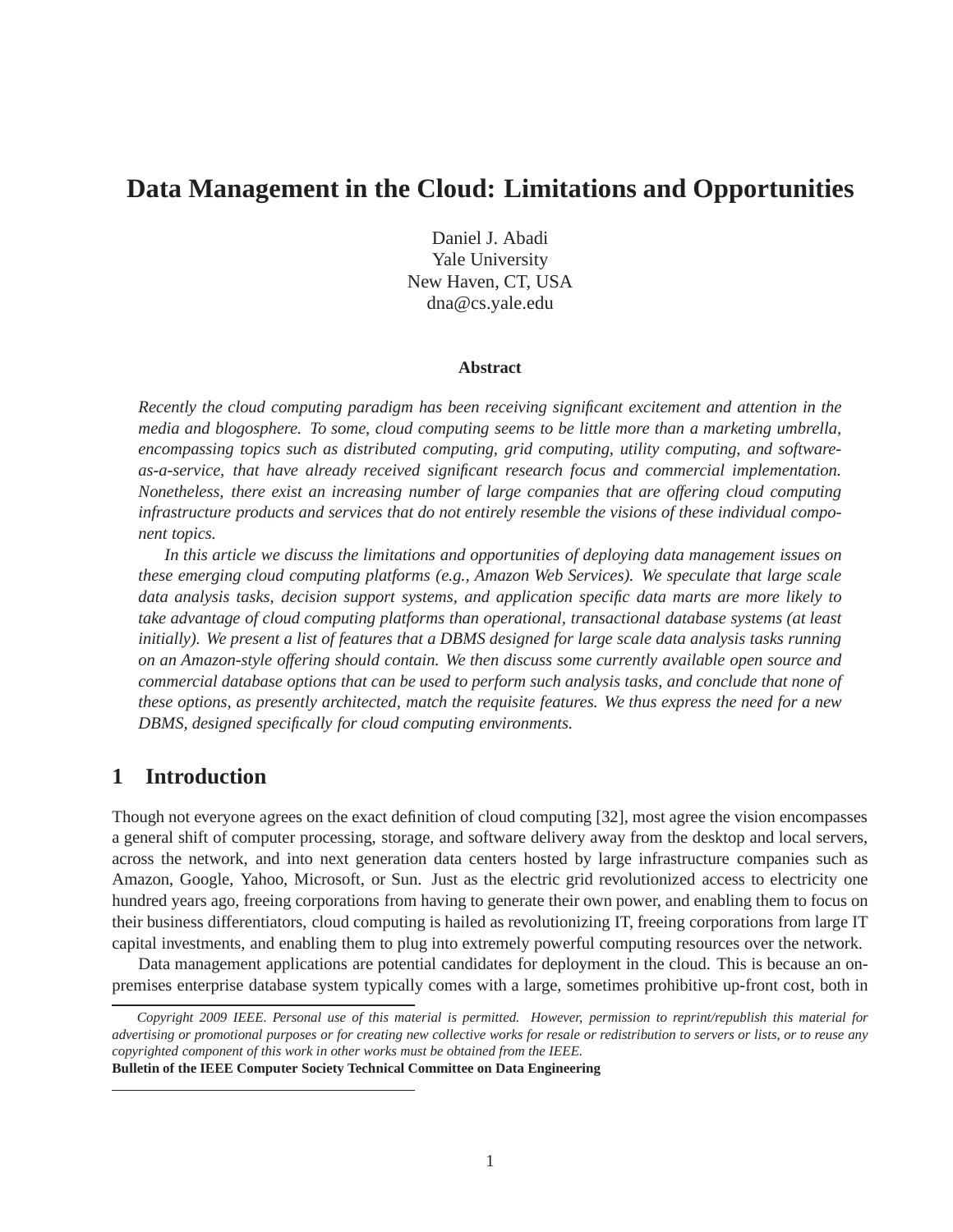# Data Management in the Cloud: Limitations and Opportunities

Daniel J. Abadi
Yale University
New Haven, CT, USA
dna@cs.yale.edu

### Abstract

*Recently the cloud computing paradigm has been receiving significant excitement and attention in the media and blogosphere. To some, cloud computing seems to be little more than a marketing umbrella, encompassing topics such as distributed computing, grid computing, utility computing, and software-as-a-service, that have already received significant research focus and commercial implementation. Nonetheless, there exist an increasing number of large companies that are offering cloud computing infrastructure products and services that do not entirely resemble the visions of these individual component topics.*

*In this article we discuss the limitations and opportunities of deploying data management issues on these emerging cloud computing platforms (e.g., Amazon Web Services). We speculate that large scale data analysis tasks, decision support systems, and application specific data marts are more likely to take advantage of cloud computing platforms than operational, transactional database systems (at least initially). We present a list of features that a DBMS designed for large scale data analysis tasks running on an Amazon-style offering should contain. We then discuss some currently available open source and commercial database options that can be used to perform such analysis tasks, and conclude that none of these options, as presently architected, match the requisite features. We thus express the need for a new DBMS, designed specifically for cloud computing environments.*

## 1 Introduction

Though not everyone agrees on the exact definition of cloud computing [32], most agree the vision encompasses a general shift of computer processing, storage, and software delivery away from the desktop and local servers, across the network, and into next generation data centers hosted by large infrastructure companies such as Amazon, Google, Yahoo, Microsoft, or Sun. Just as the electric grid revolutionized access to electricity one hundred years ago, freeing corporations from having to generate their own power, and enabling them to focus on their business differentiators, cloud computing is hailed as revolutionizing IT, freeing corporations from large IT capital investments, and enabling them to plug into extremely powerful computing resources over the network.

Data management applications are potential candidates for deployment in the cloud. This is because an on-premises enterprise database system typically comes with a large, sometimes prohibitive up-front cost, both in

---

*Copyright 2009 IEEE. Personal use of this material is permitted. However, permission to reprint/republish this material for advertising or promotional purposes or for creating new collective works for resale or redistribution to servers or lists, or to reuse any copyrighted component of this work in other works must be obtained from the IEEE.*
**Bulletin of the IEEE Computer Society Technical Committee on Data Engineering**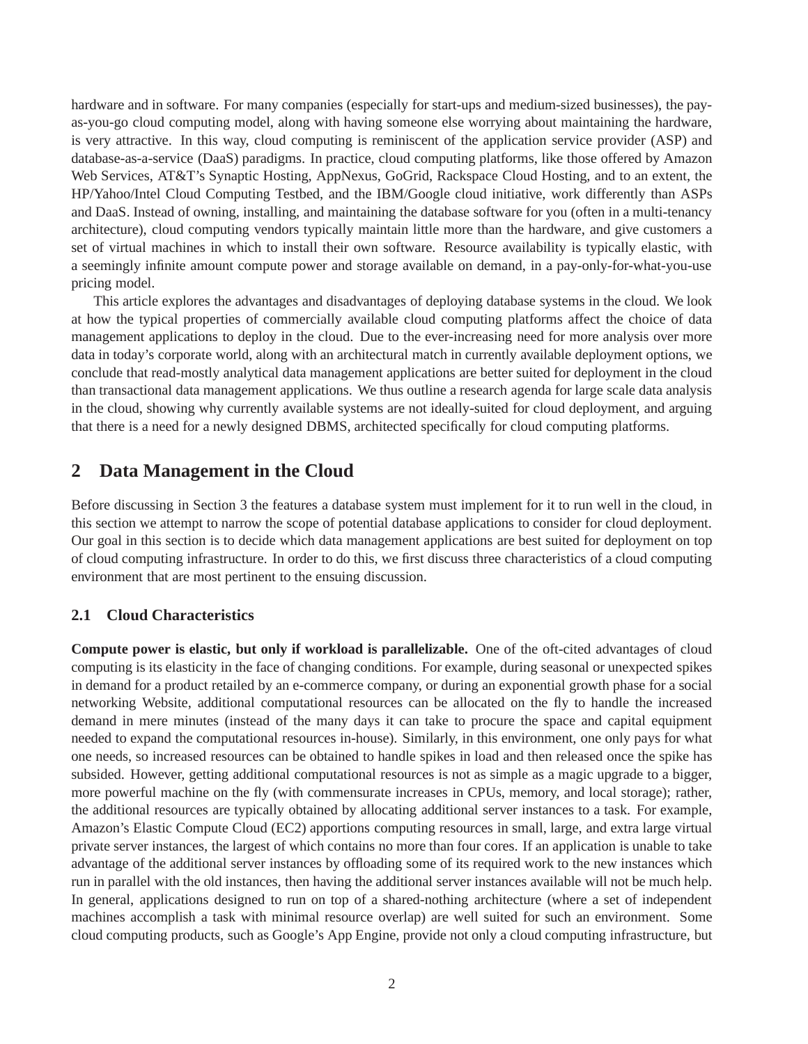hardware and in software. For many companies (especially for start-ups and medium-sized businesses), the pay-as-you-go cloud computing model, along with having someone else worrying about maintaining the hardware, is very attractive. In this way, cloud computing is reminiscent of the application service provider (ASP) and database-as-a-service (DaaS) paradigms. In practice, cloud computing platforms, like those offered by Amazon Web Services, AT&T's Synaptic Hosting, AppNexus, GoGrid, Rackspace Cloud Hosting, and to an extent, the HP/Yahoo/Intel Cloud Computing Testbed, and the IBM/Google cloud initiative, work differently than ASPs and DaaS. Instead of owning, installing, and maintaining the database software for you (often in a multi-tenancy architecture), cloud computing vendors typically maintain little more than the hardware, and give customers a set of virtual machines in which to install their own software. Resource availability is typically elastic, with a seemingly infinite amount compute power and storage available on demand, in a pay-only-for-what-you-use pricing model.

This article explores the advantages and disadvantages of deploying database systems in the cloud. We look at how the typical properties of commercially available cloud computing platforms affect the choice of data management applications to deploy in the cloud. Due to the ever-increasing need for more analysis over more data in today's corporate world, along with an architectural match in currently available deployment options, we conclude that read-mostly analytical data management applications are better suited for deployment in the cloud than transactional data management applications. We thus outline a research agenda for large scale data analysis in the cloud, showing why currently available systems are not ideally-suited for cloud deployment, and arguing that there is a need for a newly designed DBMS, architected specifically for cloud computing platforms.

## 2 Data Management in the Cloud

Before discussing in Section 3 the features a database system must implement for it to run well in the cloud, in this section we attempt to narrow the scope of potential database applications to consider for cloud deployment. Our goal in this section is to decide which data management applications are best suited for deployment on top of cloud computing infrastructure. In order to do this, we first discuss three characteristics of a cloud computing environment that are most pertinent to the ensuing discussion.

### 2.1 Cloud Characteristics

**Compute power is elastic, but only if workload is parallelizable.** One of the oft-cited advantages of cloud computing is its elasticity in the face of changing conditions. For example, during seasonal or unexpected spikes in demand for a product retailed by an e-commerce company, or during an exponential growth phase for a social networking Website, additional computational resources can be allocated on the fly to handle the increased demand in mere minutes (instead of the many days it can take to procure the space and capital equipment needed to expand the computational resources in-house). Similarly, in this environment, one only pays for what one needs, so increased resources can be obtained to handle spikes in load and then released once the spike has subsided. However, getting additional computational resources is not as simple as a magic upgrade to a bigger, more powerful machine on the fly (with commensurate increases in CPUs, memory, and local storage); rather, the additional resources are typically obtained by allocating additional server instances to a task. For example, Amazon's Elastic Compute Cloud (EC2) apportions computing resources in small, large, and extra large virtual private server instances, the largest of which contains no more than four cores. If an application is unable to take advantage of the additional server instances by offloading some of its required work to the new instances which run in parallel with the old instances, then having the additional server instances available will not be much help. In general, applications designed to run on top of a shared-nothing architecture (where a set of independent machines accomplish a task with minimal resource overlap) are well suited for such an environment. Some cloud computing products, such as Google's App Engine, provide not only a cloud computing infrastructure, but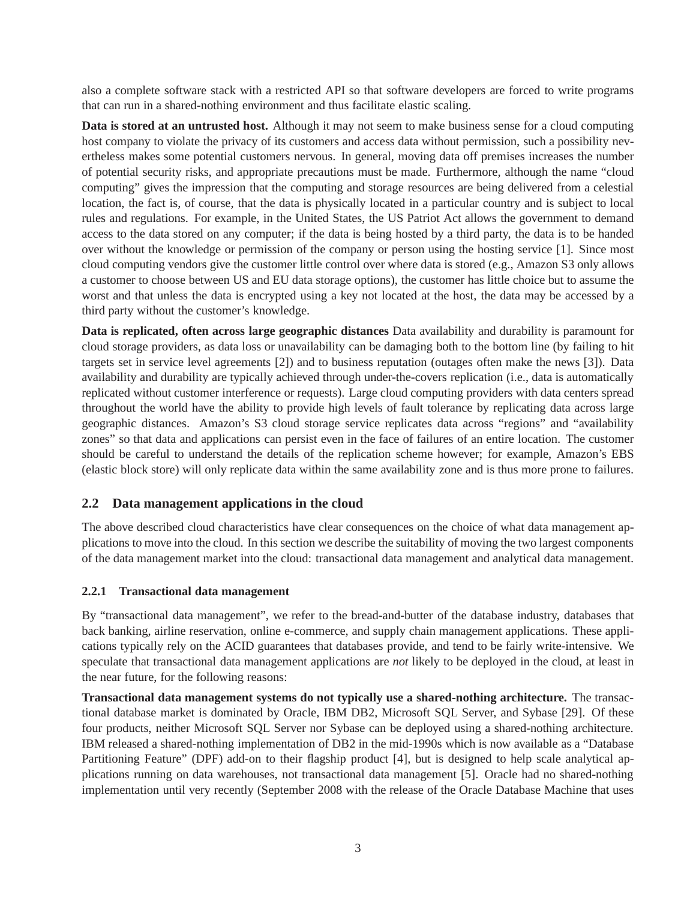also a complete software stack with a restricted API so that software developers are forced to write programs that can run in a shared-nothing environment and thus facilitate elastic scaling.

**Data is stored at an untrusted host.** Although it may not seem to make business sense for a cloud computing host company to violate the privacy of its customers and access data without permission, such a possibility nevertheless makes some potential customers nervous. In general, moving data off premises increases the number of potential security risks, and appropriate precautions must be made. Furthermore, although the name "cloud computing" gives the impression that the computing and storage resources are being delivered from a celestial location, the fact is, of course, that the data is physically located in a particular country and is subject to local rules and regulations. For example, in the United States, the US Patriot Act allows the government to demand access to the data stored on any computer; if the data is being hosted by a third party, the data is to be handed over without the knowledge or permission of the company or person using the hosting service [1]. Since most cloud computing vendors give the customer little control over where data is stored (e.g., Amazon S3 only allows a customer to choose between US and EU data storage options), the customer has little choice but to assume the worst and that unless the data is encrypted using a key not located at the host, the data may be accessed by a third party without the customer's knowledge.

**Data is replicated, often across large geographic distances** Data availability and durability is paramount for cloud storage providers, as data loss or unavailability can be damaging both to the bottom line (by failing to hit targets set in service level agreements [2]) and to business reputation (outages often make the news [3]). Data availability and durability are typically achieved through under-the-covers replication (i.e., data is automatically replicated without customer interference or requests). Large cloud computing providers with data centers spread throughout the world have the ability to provide high levels of fault tolerance by replicating data across large geographic distances. Amazon's S3 cloud storage service replicates data across "regions" and "availability zones" so that data and applications can persist even in the face of failures of an entire location. The customer should be careful to understand the details of the replication scheme however; for example, Amazon's EBS (elastic block store) will only replicate data within the same availability zone and is thus more prone to failures.

## 2.2 Data management applications in the cloud

The above described cloud characteristics have clear consequences on the choice of what data management applications to move into the cloud. In this section we describe the suitability of moving the two largest components of the data management market into the cloud: transactional data management and analytical data management.

### 2.2.1 Transactional data management

By "transactional data management", we refer to the bread-and-butter of the database industry, databases that back banking, airline reservation, online e-commerce, and supply chain management applications. These applications typically rely on the ACID guarantees that databases provide, and tend to be fairly write-intensive. We speculate that transactional data management applications are *not* likely to be deployed in the cloud, at least in the near future, for the following reasons:

**Transactional data management systems do not typically use a shared-nothing architecture.** The transactional database market is dominated by Oracle, IBM DB2, Microsoft SQL Server, and Sybase [29]. Of these four products, neither Microsoft SQL Server nor Sybase can be deployed using a shared-nothing architecture. IBM released a shared-nothing implementation of DB2 in the mid-1990s which is now available as a "Database Partitioning Feature" (DPF) add-on to their flagship product [4], but is designed to help scale analytical applications running on data warehouses, not transactional data management [5]. Oracle had no shared-nothing implementation until very recently (September 2008 with the release of the Oracle Database Machine that uses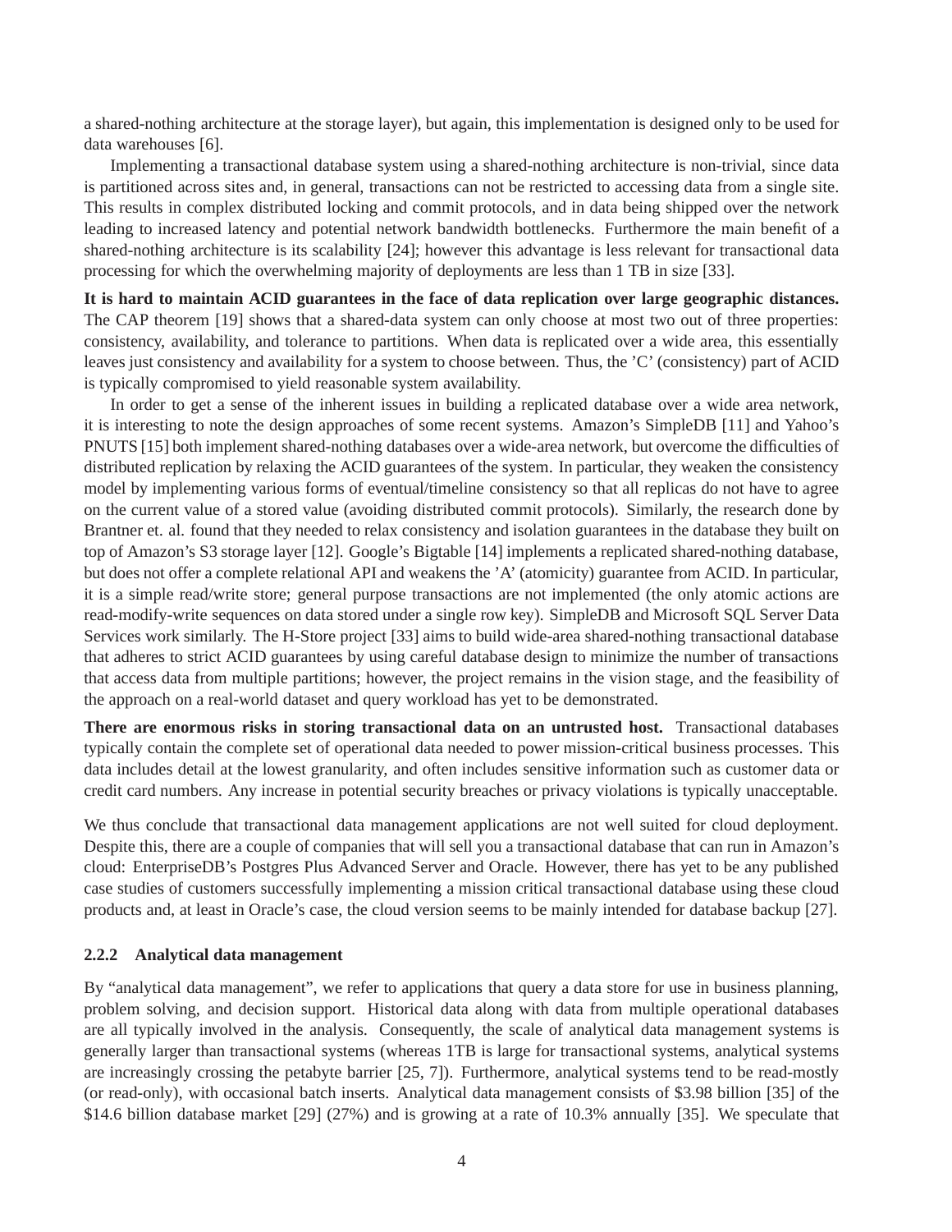a shared-nothing architecture at the storage layer), but again, this implementation is designed only to be used for data warehouses [6].

Implementing a transactional database system using a shared-nothing architecture is non-trivial, since data is partitioned across sites and, in general, transactions can not be restricted to accessing data from a single site. This results in complex distributed locking and commit protocols, and in data being shipped over the network leading to increased latency and potential network bandwidth bottlenecks. Furthermore the main benefit of a shared-nothing architecture is its scalability [24]; however this advantage is less relevant for transactional data processing for which the overwhelming majority of deployments are less than 1 TB in size [33].

**It is hard to maintain ACID guarantees in the face of data replication over large geographic distances.** The CAP theorem [19] shows that a shared-data system can only choose at most two out of three properties: consistency, availability, and tolerance to partitions. When data is replicated over a wide area, this essentially leaves just consistency and availability for a system to choose between. Thus, the 'C' (consistency) part of ACID is typically compromised to yield reasonable system availability.

In order to get a sense of the inherent issues in building a replicated database over a wide area network, it is interesting to note the design approaches of some recent systems. Amazon's SimpleDB [11] and Yahoo's PNUTS [15] both implement shared-nothing databases over a wide-area network, but overcome the difficulties of distributed replication by relaxing the ACID guarantees of the system. In particular, they weaken the consistency model by implementing various forms of eventual/timeline consistency so that all replicas do not have to agree on the current value of a stored value (avoiding distributed commit protocols). Similarly, the research done by Brantner et. al. found that they needed to relax consistency and isolation guarantees in the database they built on top of Amazon's S3 storage layer [12]. Google's Bigtable [14] implements a replicated shared-nothing database, but does not offer a complete relational API and weakens the 'A' (atomicity) guarantee from ACID. In particular, it is a simple read/write store; general purpose transactions are not implemented (the only atomic actions are read-modify-write sequences on data stored under a single row key). SimpleDB and Microsoft SQL Server Data Services work similarly. The H-Store project [33] aims to build wide-area shared-nothing transactional database that adheres to strict ACID guarantees by using careful database design to minimize the number of transactions that access data from multiple partitions; however, the project remains in the vision stage, and the feasibility of the approach on a real-world dataset and query workload has yet to be demonstrated.

**There are enormous risks in storing transactional data on an untrusted host.** Transactional databases typically contain the complete set of operational data needed to power mission-critical business processes. This data includes detail at the lowest granularity, and often includes sensitive information such as customer data or credit card numbers. Any increase in potential security breaches or privacy violations is typically unacceptable.

We thus conclude that transactional data management applications are not well suited for cloud deployment. Despite this, there are a couple of companies that will sell you a transactional database that can run in Amazon's cloud: EnterpriseDB's Postgres Plus Advanced Server and Oracle. However, there has yet to be any published case studies of customers successfully implementing a mission critical transactional database using these cloud products and, at least in Oracle's case, the cloud version seems to be mainly intended for database backup [27].

### 2.2.2 Analytical data management

By "analytical data management", we refer to applications that query a data store for use in business planning, problem solving, and decision support. Historical data along with data from multiple operational databases are all typically involved in the analysis. Consequently, the scale of analytical data management systems is generally larger than transactional systems (whereas 1TB is large for transactional systems, analytical systems are increasingly crossing the petabyte barrier [25, 7]). Furthermore, analytical systems tend to be read-mostly (or read-only), with occasional batch inserts. Analytical data management consists of $3.98 billion [35] of the $14.6 billion database market [29] (27%) and is growing at a rate of 10.3% annually [35]. We speculate that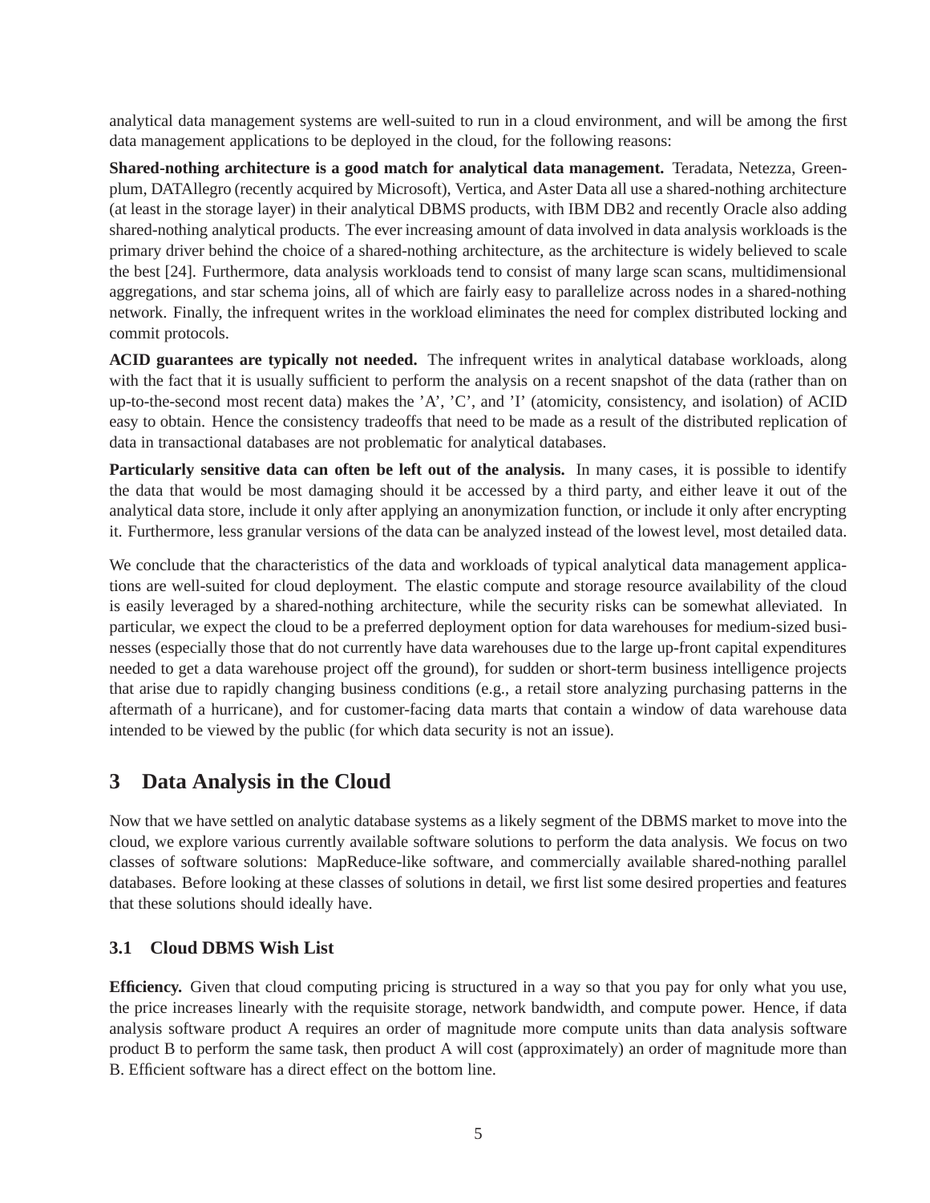analytical data management systems are well-suited to run in a cloud environment, and will be among the first data management applications to be deployed in the cloud, for the following reasons:

**Shared-nothing architecture is a good match for analytical data management.** Teradata, Netezza, Greenplum, DATAllegro (recently acquired by Microsoft), Vertica, and Aster Data all use a shared-nothing architecture (at least in the storage layer) in their analytical DBMS products, with IBM DB2 and recently Oracle also adding shared-nothing analytical products. The ever increasing amount of data involved in data analysis workloads is the primary driver behind the choice of a shared-nothing architecture, as the architecture is widely believed to scale the best [24]. Furthermore, data analysis workloads tend to consist of many large scan scans, multidimensional aggregations, and star schema joins, all of which are fairly easy to parallelize across nodes in a shared-nothing network. Finally, the infrequent writes in the workload eliminates the need for complex distributed locking and commit protocols.

**ACID guarantees are typically not needed.** The infrequent writes in analytical database workloads, along with the fact that it is usually sufficient to perform the analysis on a recent snapshot of the data (rather than on up-to-the-second most recent data) makes the 'A', 'C', and 'I' (atomicity, consistency, and isolation) of ACID easy to obtain. Hence the consistency tradeoffs that need to be made as a result of the distributed replication of data in transactional databases are not problematic for analytical databases.

**Particularly sensitive data can often be left out of the analysis.** In many cases, it is possible to identify the data that would be most damaging should it be accessed by a third party, and either leave it out of the analytical data store, include it only after applying an anonymization function, or include it only after encrypting it. Furthermore, less granular versions of the data can be analyzed instead of the lowest level, most detailed data.

We conclude that the characteristics of the data and workloads of typical analytical data management applications are well-suited for cloud deployment. The elastic compute and storage resource availability of the cloud is easily leveraged by a shared-nothing architecture, while the security risks can be somewhat alleviated. In particular, we expect the cloud to be a preferred deployment option for data warehouses for medium-sized businesses (especially those that do not currently have data warehouses due to the large up-front capital expenditures needed to get a data warehouse project off the ground), for sudden or short-term business intelligence projects that arise due to rapidly changing business conditions (e.g., a retail store analyzing purchasing patterns in the aftermath of a hurricane), and for customer-facing data marts that contain a window of data warehouse data intended to be viewed by the public (for which data security is not an issue).

# 3 Data Analysis in the Cloud

Now that we have settled on analytic database systems as a likely segment of the DBMS market to move into the cloud, we explore various currently available software solutions to perform the data analysis. We focus on two classes of software solutions: MapReduce-like software, and commercially available shared-nothing parallel databases. Before looking at these classes of solutions in detail, we first list some desired properties and features that these solutions should ideally have.

## 3.1 Cloud DBMS Wish List

**Efficiency.** Given that cloud computing pricing is structured in a way so that you pay for only what you use, the price increases linearly with the requisite storage, network bandwidth, and compute power. Hence, if data analysis software product A requires an order of magnitude more compute units than data analysis software product B to perform the same task, then product A will cost (approximately) an order of magnitude more than B. Efficient software has a direct effect on the bottom line.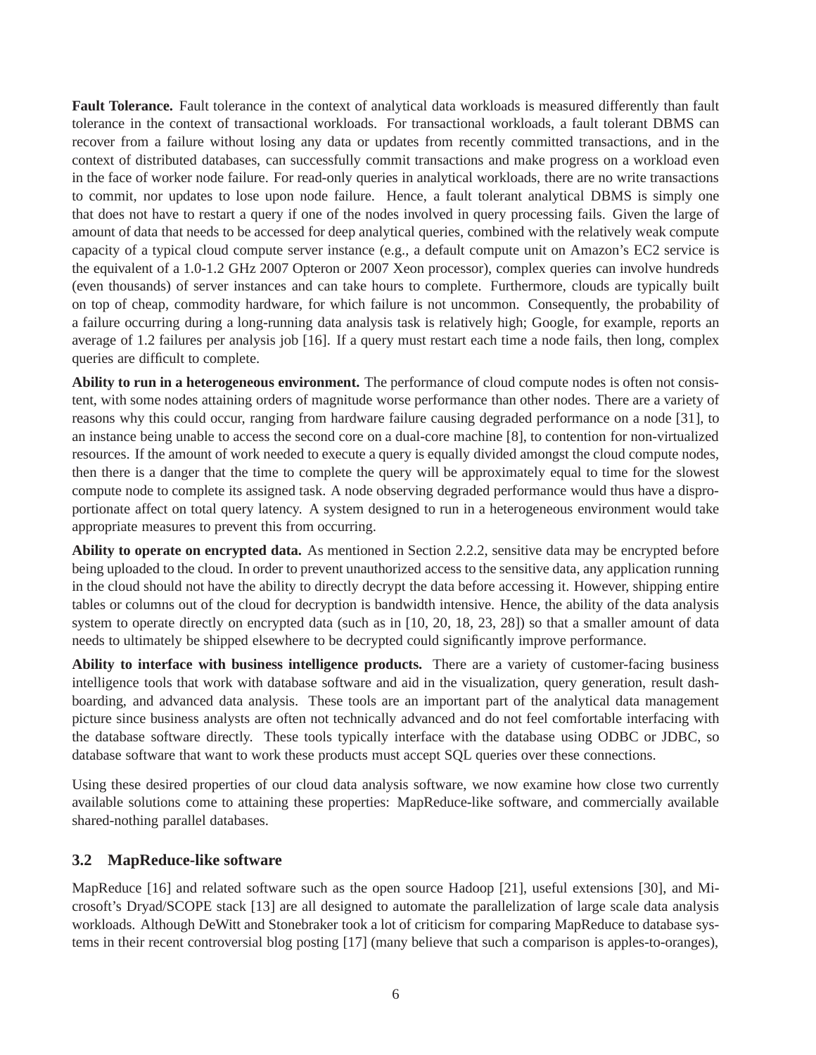**Fault Tolerance.** Fault tolerance in the context of analytical data workloads is measured differently than fault tolerance in the context of transactional workloads. For transactional workloads, a fault tolerant DBMS can recover from a failure without losing any data or updates from recently committed transactions, and in the context of distributed databases, can successfully commit transactions and make progress on a workload even in the face of worker node failure. For read-only queries in analytical workloads, there are no write transactions to commit, nor updates to lose upon node failure. Hence, a fault tolerant analytical DBMS is simply one that does not have to restart a query if one of the nodes involved in query processing fails. Given the large of amount of data that needs to be accessed for deep analytical queries, combined with the relatively weak compute capacity of a typical cloud compute server instance (e.g., a default compute unit on Amazon's EC2 service is the equivalent of a 1.0-1.2 GHz 2007 Opteron or 2007 Xeon processor), complex queries can involve hundreds (even thousands) of server instances and can take hours to complete. Furthermore, clouds are typically built on top of cheap, commodity hardware, for which failure is not uncommon. Consequently, the probability of a failure occurring during a long-running data analysis task is relatively high; Google, for example, reports an average of 1.2 failures per analysis job [16]. If a query must restart each time a node fails, then long, complex queries are difficult to complete.

**Ability to run in a heterogeneous environment.** The performance of cloud compute nodes is often not consistent, with some nodes attaining orders of magnitude worse performance than other nodes. There are a variety of reasons why this could occur, ranging from hardware failure causing degraded performance on a node [31], to an instance being unable to access the second core on a dual-core machine [8], to contention for non-virtualized resources. If the amount of work needed to execute a query is equally divided amongst the cloud compute nodes, then there is a danger that the time to complete the query will be approximately equal to time for the slowest compute node to complete its assigned task. A node observing degraded performance would thus have a disproportionate affect on total query latency. A system designed to run in a heterogeneous environment would take appropriate measures to prevent this from occurring.

**Ability to operate on encrypted data.** As mentioned in Section 2.2.2, sensitive data may be encrypted before being uploaded to the cloud. In order to prevent unauthorized access to the sensitive data, any application running in the cloud should not have the ability to directly decrypt the data before accessing it. However, shipping entire tables or columns out of the cloud for decryption is bandwidth intensive. Hence, the ability of the data analysis system to operate directly on encrypted data (such as in [10, 20, 18, 23, 28]) so that a smaller amount of data needs to ultimately be shipped elsewhere to be decrypted could significantly improve performance.

**Ability to interface with business intelligence products.** There are a variety of customer-facing business intelligence tools that work with database software and aid in the visualization, query generation, result dashboarding, and advanced data analysis. These tools are an important part of the analytical data management picture since business analysts are often not technically advanced and do not feel comfortable interfacing with the database software directly. These tools typically interface with the database using ODBC or JDBC, so database software that want to work these products must accept SQL queries over these connections.

Using these desired properties of our cloud data analysis software, we now examine how close two currently available solutions come to attaining these properties: MapReduce-like software, and commercially available shared-nothing parallel databases.

### 3.2 MapReduce-like software

MapReduce [16] and related software such as the open source Hadoop [21], useful extensions [30], and Microsoft's Dryad/SCOPE stack [13] are all designed to automate the parallelization of large scale data analysis workloads. Although DeWitt and Stonebraker took a lot of criticism for comparing MapReduce to database systems in their recent controversial blog posting [17] (many believe that such a comparison is apples-to-oranges),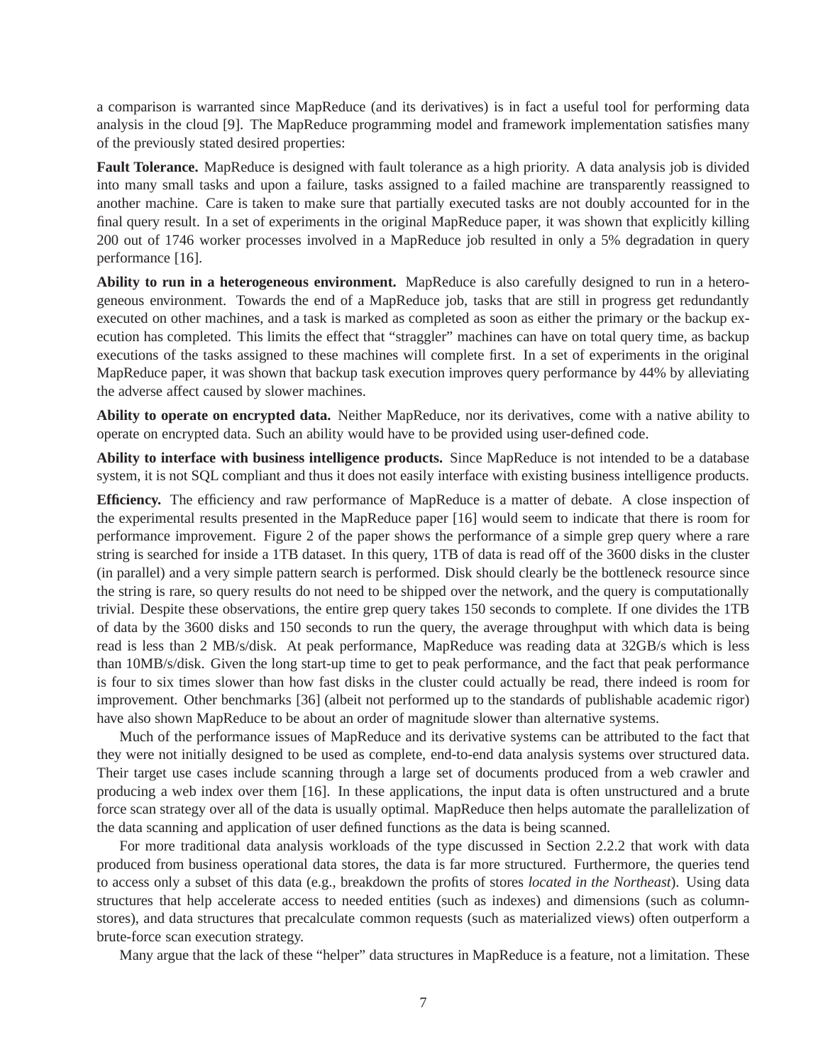a comparison is warranted since MapReduce (and its derivatives) is in fact a useful tool for performing data analysis in the cloud [9]. The MapReduce programming model and framework implementation satisfies many of the previously stated desired properties:

**Fault Tolerance.** MapReduce is designed with fault tolerance as a high priority. A data analysis job is divided into many small tasks and upon a failure, tasks assigned to a failed machine are transparently reassigned to another machine. Care is taken to make sure that partially executed tasks are not doubly accounted for in the final query result. In a set of experiments in the original MapReduce paper, it was shown that explicitly killing 200 out of 1746 worker processes involved in a MapReduce job resulted in only a 5% degradation in query performance [16].

**Ability to run in a heterogeneous environment.** MapReduce is also carefully designed to run in a heterogeneous environment. Towards the end of a MapReduce job, tasks that are still in progress get redundantly executed on other machines, and a task is marked as completed as soon as either the primary or the backup execution has completed. This limits the effect that "straggler" machines can have on total query time, as backup executions of the tasks assigned to these machines will complete first. In a set of experiments in the original MapReduce paper, it was shown that backup task execution improves query performance by 44% by alleviating the adverse affect caused by slower machines.

**Ability to operate on encrypted data.** Neither MapReduce, nor its derivatives, come with a native ability to operate on encrypted data. Such an ability would have to be provided using user-defined code.

**Ability to interface with business intelligence products.** Since MapReduce is not intended to be a database system, it is not SQL compliant and thus it does not easily interface with existing business intelligence products.

**Efficiency.** The efficiency and raw performance of MapReduce is a matter of debate. A close inspection of the experimental results presented in the MapReduce paper [16] would seem to indicate that there is room for performance improvement. Figure 2 of the paper shows the performance of a simple grep query where a rare string is searched for inside a 1TB dataset. In this query, 1TB of data is read off of the 3600 disks in the cluster (in parallel) and a very simple pattern search is performed. Disk should clearly be the bottleneck resource since the string is rare, so query results do not need to be shipped over the network, and the query is computationally trivial. Despite these observations, the entire grep query takes 150 seconds to complete. If one divides the 1TB of data by the 3600 disks and 150 seconds to run the query, the average throughput with which data is being read is less than 2 MB/s/disk. At peak performance, MapReduce was reading data at 32GB/s which is less than 10MB/s/disk. Given the long start-up time to get to peak performance, and the fact that peak performance is four to six times slower than how fast disks in the cluster could actually be read, there indeed is room for improvement. Other benchmarks [36] (albeit not performed up to the standards of publishable academic rigor) have also shown MapReduce to be about an order of magnitude slower than alternative systems.

Much of the performance issues of MapReduce and its derivative systems can be attributed to the fact that they were not initially designed to be used as complete, end-to-end data analysis systems over structured data. Their target use cases include scanning through a large set of documents produced from a web crawler and producing a web index over them [16]. In these applications, the input data is often unstructured and a brute force scan strategy over all of the data is usually optimal. MapReduce then helps automate the parallelization of the data scanning and application of user defined functions as the data is being scanned.

For more traditional data analysis workloads of the type discussed in Section 2.2.2 that work with data produced from business operational data stores, the data is far more structured. Furthermore, the queries tend to access only a subset of this data (e.g., breakdown the profits of stores *located in the Northeast*). Using data structures that help accelerate access to needed entities (such as indexes) and dimensions (such as column-stores), and data structures that precalculate common requests (such as materialized views) often outperform a brute-force scan execution strategy.

Many argue that the lack of these "helper" data structures in MapReduce is a feature, not a limitation. These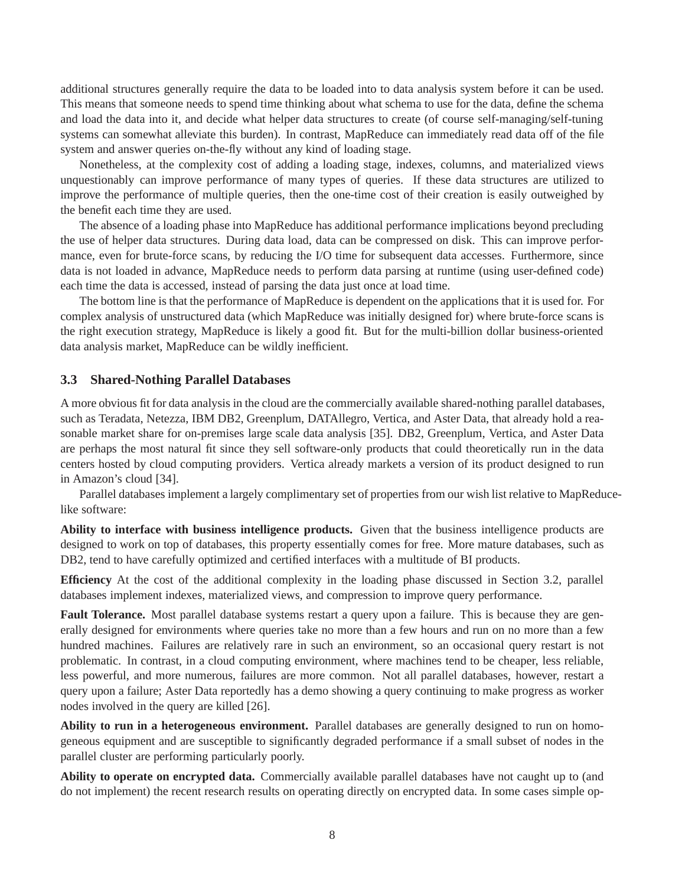additional structures generally require the data to be loaded into to data analysis system before it can be used. This means that someone needs to spend time thinking about what schema to use for the data, define the schema and load the data into it, and decide what helper data structures to create (of course self-managing/self-tuning systems can somewhat alleviate this burden). In contrast, MapReduce can immediately read data off of the file system and answer queries on-the-fly without any kind of loading stage.

Nonetheless, at the complexity cost of adding a loading stage, indexes, columns, and materialized views unquestionably can improve performance of many types of queries. If these data structures are utilized to improve the performance of multiple queries, then the one-time cost of their creation is easily outweighed by the benefit each time they are used.

The absence of a loading phase into MapReduce has additional performance implications beyond precluding the use of helper data structures. During data load, data can be compressed on disk. This can improve performance, even for brute-force scans, by reducing the I/O time for subsequent data accesses. Furthermore, since data is not loaded in advance, MapReduce needs to perform data parsing at runtime (using user-defined code) each time the data is accessed, instead of parsing the data just once at load time.

The bottom line is that the performance of MapReduce is dependent on the applications that it is used for. For complex analysis of unstructured data (which MapReduce was initially designed for) where brute-force scans is the right execution strategy, MapReduce is likely a good fit. But for the multi-billion dollar business-oriented data analysis market, MapReduce can be wildly inefficient.

### 3.3 Shared-Nothing Parallel Databases

A more obvious fit for data analysis in the cloud are the commercially available shared-nothing parallel databases, such as Teradata, Netezza, IBM DB2, Greenplum, DATAllegro, Vertica, and Aster Data, that already hold a reasonable market share for on-premises large scale data analysis [35]. DB2, Greenplum, Vertica, and Aster Data are perhaps the most natural fit since they sell software-only products that could theoretically run in the data centers hosted by cloud computing providers. Vertica already markets a version of its product designed to run in Amazon's cloud [34].

Parallel databases implement a largely complimentary set of properties from our wish list relative to MapReduce-like software:

**Ability to interface with business intelligence products.** Given that the business intelligence products are designed to work on top of databases, this property essentially comes for free. More mature databases, such as DB2, tend to have carefully optimized and certified interfaces with a multitude of BI products.

**Efficiency** At the cost of the additional complexity in the loading phase discussed in Section 3.2, parallel databases implement indexes, materialized views, and compression to improve query performance.

**Fault Tolerance.** Most parallel database systems restart a query upon a failure. This is because they are generally designed for environments where queries take no more than a few hours and run on no more than a few hundred machines. Failures are relatively rare in such an environment, so an occasional query restart is not problematic. In contrast, in a cloud computing environment, where machines tend to be cheaper, less reliable, less powerful, and more numerous, failures are more common. Not all parallel databases, however, restart a query upon a failure; Aster Data reportedly has a demo showing a query continuing to make progress as worker nodes involved in the query are killed [26].

**Ability to run in a heterogeneous environment.** Parallel databases are generally designed to run on homogeneous equipment and are susceptible to significantly degraded performance if a small subset of nodes in the parallel cluster are performing particularly poorly.

**Ability to operate on encrypted data.** Commercially available parallel databases have not caught up to (and do not implement) the recent research results on operating directly on encrypted data. In some cases simple op-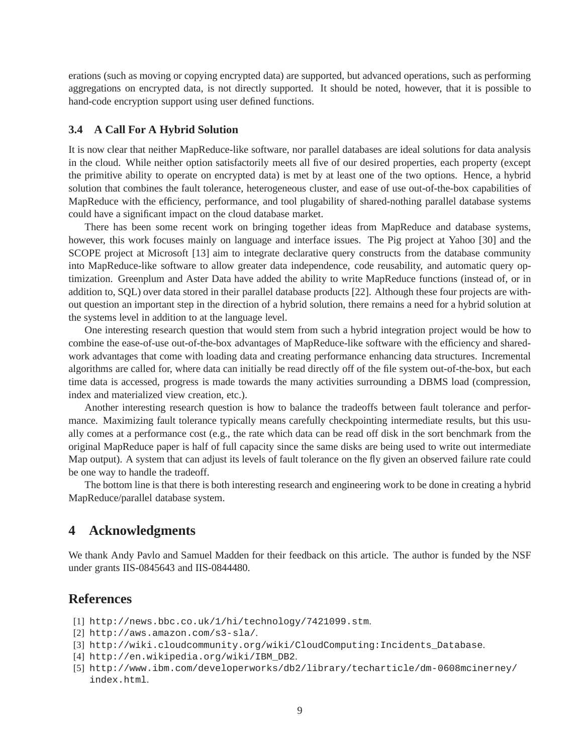erations (such as moving or copying encrypted data) are supported, but advanced operations, such as performing aggregations on encrypted data, is not directly supported. It should be noted, however, that it is possible to hand-code encryption support using user defined functions.

### 3.4 A Call For A Hybrid Solution

It is now clear that neither MapReduce-like software, nor parallel databases are ideal solutions for data analysis in the cloud. While neither option satisfactorily meets all five of our desired properties, each property (except the primitive ability to operate on encrypted data) is met by at least one of the two options. Hence, a hybrid solution that combines the fault tolerance, heterogeneous cluster, and ease of use out-of-the-box capabilities of MapReduce with the efficiency, performance, and tool plugability of shared-nothing parallel database systems could have a significant impact on the cloud database market.

There has been some recent work on bringing together ideas from MapReduce and database systems, however, this work focuses mainly on language and interface issues. The Pig project at Yahoo [30] and the SCOPE project at Microsoft [13] aim to integrate declarative query constructs from the database community into MapReduce-like software to allow greater data independence, code reusability, and automatic query optimization. Greenplum and Aster Data have added the ability to write MapReduce functions (instead of, or in addition to, SQL) over data stored in their parallel database products [22]. Although these four projects are without question an important step in the direction of a hybrid solution, there remains a need for a hybrid solution at the systems level in addition to at the language level.

One interesting research question that would stem from such a hybrid integration project would be how to combine the ease-of-use out-of-the-box advantages of MapReduce-like software with the efficiency and shared-work advantages that come with loading data and creating performance enhancing data structures. Incremental algorithms are called for, where data can initially be read directly off of the file system out-of-the-box, but each time data is accessed, progress is made towards the many activities surrounding a DBMS load (compression, index and materialized view creation, etc.).

Another interesting research question is how to balance the tradeoffs between fault tolerance and performance. Maximizing fault tolerance typically means carefully checkpointing intermediate results, but this usually comes at a performance cost (e.g., the rate which data can be read off disk in the sort benchmark from the original MapReduce paper is half of full capacity since the same disks are being used to write out intermediate Map output). A system that can adjust its levels of fault tolerance on the fly given an observed failure rate could be one way to handle the tradeoff.

The bottom line is that there is both interesting research and engineering work to be done in creating a hybrid MapReduce/parallel database system.

## 4 Acknowledgments

We thank Andy Pavlo and Samuel Madden for their feedback on this article. The author is funded by the NSF under grants IIS-0845643 and IIS-0844480.

## References

[1] http://news.bbc.co.uk/1/hi/technology/7421099.stm.

[2] http://aws.amazon.com/s3-sla/.

[3] http://wiki.cloudcommunity.org/wiki/CloudComputing:Incidents_Database.

[4] http://en.wikipedia.org/wiki/IBM_DB2.

[5] http://www.ibm.com/developerworks/db2/library/techarticle/dm-0608mcinerney/index.html.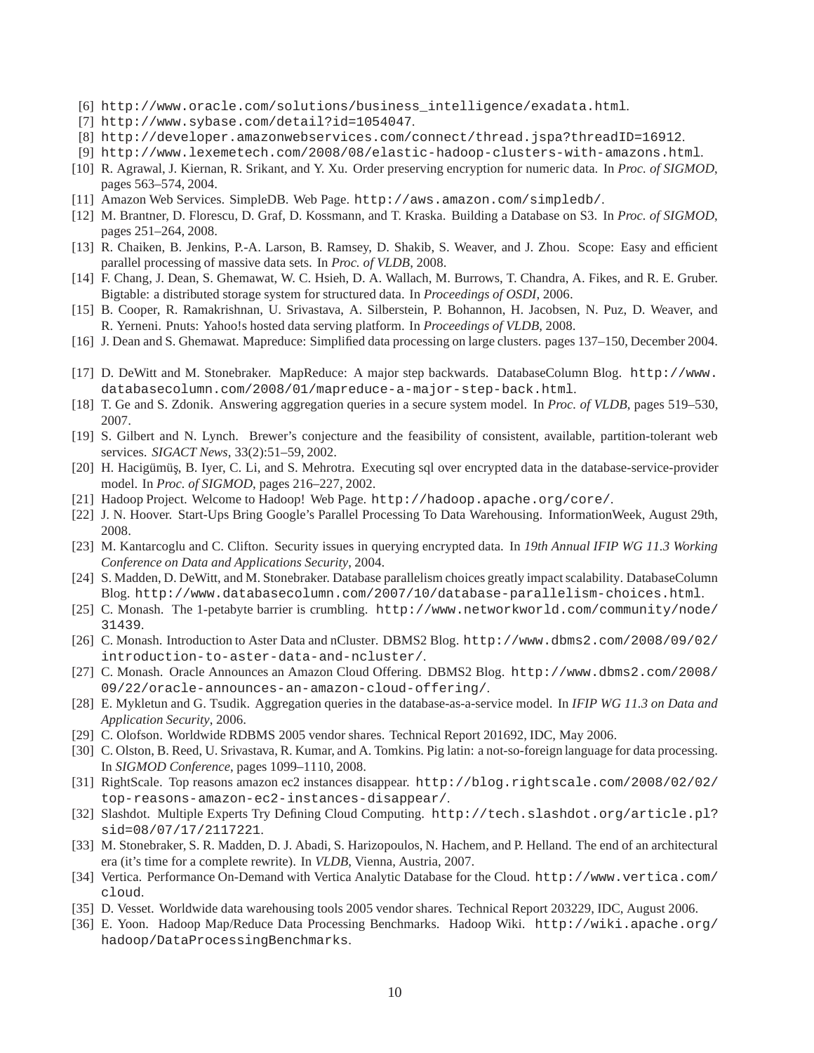[6] http://www.oracle.com/solutions/business_intelligence/exadata.html.

[7] http://www.sybase.com/detail?id=1054047.

[8] http://developer.amazonwebservices.com/connect/thread.jspa?threadID=16912.

[9] http://www.lexemetech.com/2008/08/elastic-hadoop-clusters-with-amazons.html.

[10] R. Agrawal, J. Kiernan, R. Srikant, and Y. Xu. Order preserving encryption for numeric data. In *Proc. of SIGMOD*, pages 563–574, 2004.

[11] Amazon Web Services. SimpleDB. Web Page. http://aws.amazon.com/simpledb/.

[12] M. Brantner, D. Florescu, D. Graf, D. Kossmann, and T. Kraska. Building a Database on S3. In *Proc. of SIGMOD*, pages 251–264, 2008.

[13] R. Chaiken, B. Jenkins, P.-A. Larson, B. Ramsey, D. Shakib, S. Weaver, and J. Zhou. Scope: Easy and efficient parallel processing of massive data sets. In *Proc. of VLDB*, 2008.

[14] F. Chang, J. Dean, S. Ghemawat, W. C. Hsieh, D. A. Wallach, M. Burrows, T. Chandra, A. Fikes, and R. E. Gruber. Bigtable: a distributed storage system for structured data. In *Proceedings of OSDI*, 2006.

[15] B. Cooper, R. Ramakrishnan, U. Srivastava, A. Silberstein, P. Bohannon, H. Jacobsen, N. Puz, D. Weaver, and R. Yerneni. Pnuts: Yahoo!s hosted data serving platform. In *Proceedings of VLDB*, 2008.

[16] J. Dean and S. Ghemawat. Mapreduce: Simplified data processing on large clusters. pages 137–150, December 2004.

[17] D. DeWitt and M. Stonebraker. MapReduce: A major step backwards. DatabaseColumn Blog. http://www.databasecolumn.com/2008/01/mapreduce-a-major-step-back.html.

[18] T. Ge and S. Zdonik. Answering aggregation queries in a secure system model. In *Proc. of VLDB*, pages 519–530, 2007.

[19] S. Gilbert and N. Lynch. Brewer's conjecture and the feasibility of consistent, available, partition-tolerant web services. *SIGACT News*, 33(2):51–59, 2002.

[20] H. Hacigümüş, B. Iyer, C. Li, and S. Mehrotra. Executing sql over encrypted data in the database-service-provider model. In *Proc. of SIGMOD*, pages 216–227, 2002.

[21] Hadoop Project. Welcome to Hadoop! Web Page. http://hadoop.apache.org/core/.

[22] J. N. Hoover. Start-Ups Bring Google's Parallel Processing To Data Warehousing. InformationWeek, August 29th, 2008.

[23] M. Kantarcoglu and C. Clifton. Security issues in querying encrypted data. In *19th Annual IFIP WG 11.3 Working Conference on Data and Applications Security*, 2004.

[24] S. Madden, D. DeWitt, and M. Stonebraker. Database parallelism choices greatly impact scalability. DatabaseColumn Blog. http://www.databasecolumn.com/2007/10/database-parallelism-choices.html.

[25] C. Monash. The 1-petabyte barrier is crumbling. http://www.networkworld.com/community/node/31439.

[26] C. Monash. Introduction to Aster Data and nCluster. DBMS2 Blog. http://www.dbms2.com/2008/09/02/introduction-to-aster-data-and-ncluster/.

[27] C. Monash. Oracle Announces an Amazon Cloud Offering. DBMS2 Blog. http://www.dbms2.com/2008/09/22/oracle-announces-an-amazon-cloud-offering/.

[28] E. Mykletun and G. Tsudik. Aggregation queries in the database-as-a-service model. In *IFIP WG 11.3 on Data and Application Security*, 2006.

[29] C. Olofson. Worldwide RDBMS 2005 vendor shares. Technical Report 201692, IDC, May 2006.

[30] C. Olston, B. Reed, U. Srivastava, R. Kumar, and A. Tomkins. Pig latin: a not-so-foreign language for data processing. In *SIGMOD Conference*, pages 1099–1110, 2008.

[31] RightScale. Top reasons amazon ec2 instances disappear. http://blog.rightscale.com/2008/02/02/top-reasons-amazon-ec2-instances-disappear/.

[32] Slashdot. Multiple Experts Try Defining Cloud Computing. http://tech.slashdot.org/article.pl?sid=08/07/17/2117221.

[33] M. Stonebraker, S. R. Madden, D. J. Abadi, S. Harizopoulos, N. Hachem, and P. Helland. The end of an architectural era (it's time for a complete rewrite). In *VLDB*, Vienna, Austria, 2007.

[34] Vertica. Performance On-Demand with Vertica Analytic Database for the Cloud. http://www.vertica.com/cloud.

[35] D. Vesset. Worldwide data warehousing tools 2005 vendor shares. Technical Report 203229, IDC, August 2006.

[36] E. Yoon. Hadoop Map/Reduce Data Processing Benchmarks. Hadoop Wiki. http://wiki.apache.org/hadoop/DataProcessingBenchmarks.